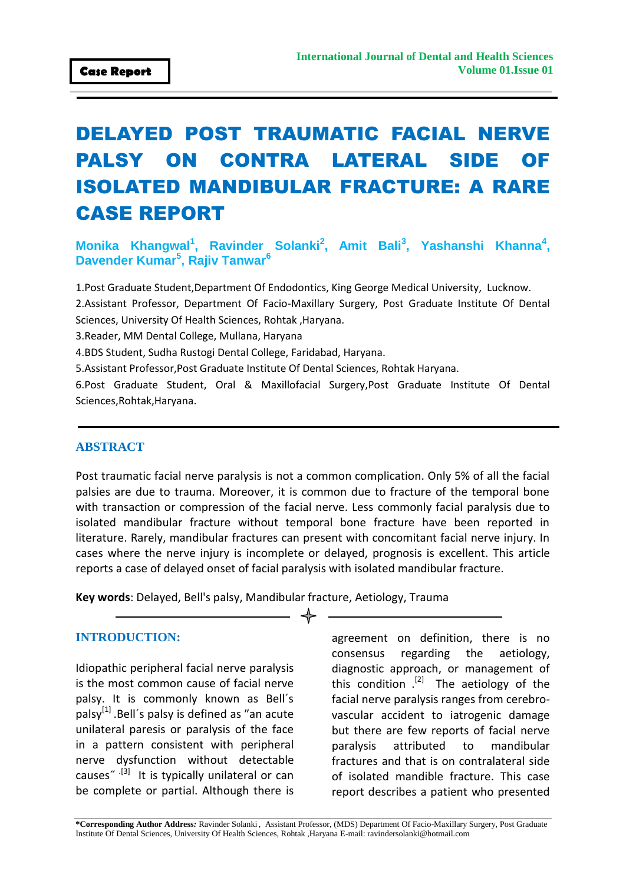Case Report

# DELAYED POST TRAUMATIC FACIAL NERVE PALSY ON CONTRA LATERAL SIDE OF ISOLATED MANDIBULAR FRACTURE: A RARE CASE REPORT

**Monika Khangwal[1], Ravinder Solanki[2], Amit Bali[3], Yashanshi Khanna[4], Davender Kumar[5], Rajiv Tanwar[6]**

1.Post Graduate Student,Department Of Endodontics, King George Medical University, Lucknow.

2.Assistant Professor, Department Of Facio-Maxillary Surgery, Post Graduate Institute Of Dental Sciences, University Of Health Sciences, Rohtak ,Haryana.

3.Reader, MM Dental College, Mullana, Haryana

4.BDS Student, Sudha Rustogi Dental College, Faridabad, Haryana.

5.Assistant Professor,Post Graduate Institute Of Dental Sciences, Rohtak Haryana.

6.Post Graduate Student, Oral & Maxillofacial Surgery,Post Graduate Institute Of Dental Sciences,Rohtak,Haryana.

## ABSTRACT

Post traumatic facial nerve paralysis is not a common complication. Only 5% of all the facial palsies are due to trauma. Moreover, it is common due to fracture of the temporal bone with transaction or compression of the facial nerve. Less commonly facial paralysis due to isolated mandibular fracture without temporal bone fracture have been reported in literature. Rarely, mandibular fractures can present with concomitant facial nerve injury. In cases where the nerve injury is incomplete or delayed, prognosis is excellent. This article reports a case of delayed onset of facial paralysis with isolated mandibular fracture.

**Key words**: Delayed, Bell's palsy, Mandibular fracture, Aetiology, Trauma

## INTRODUCTION:

Idiopathic peripheral facial nerve paralysis is the most common cause of facial nerve palsy. It is commonly known as Bell´s palsy[1] .Bell´s palsy is defined as "an acute unilateral paresis or paralysis of the face in a pattern consistent with peripheral nerve dysfunction without detectable causes" .[3] It is typically unilateral or can be complete or partial. Although there is agreement on definition, there is no consensus regarding the aetiology, diagnostic approach, or management of this condition .[2] The aetiology of the facial nerve paralysis ranges from cerebro-vascular accident to iatrogenic damage but there are few reports of facial nerve paralysis attributed to mandibular fractures and that is on contralateral side of isolated mandible fracture. This case report describes a patient who presented

*Corresponding Author Address: Ravinder Solanki , Assistant Professor, (MDS) Department Of Facio-Maxillary Surgery, Post Graduate Institute Of Dental Sciences, University Of Health Sciences, Rohtak ,Haryana E-mail: ravindersolanki@hotmail.com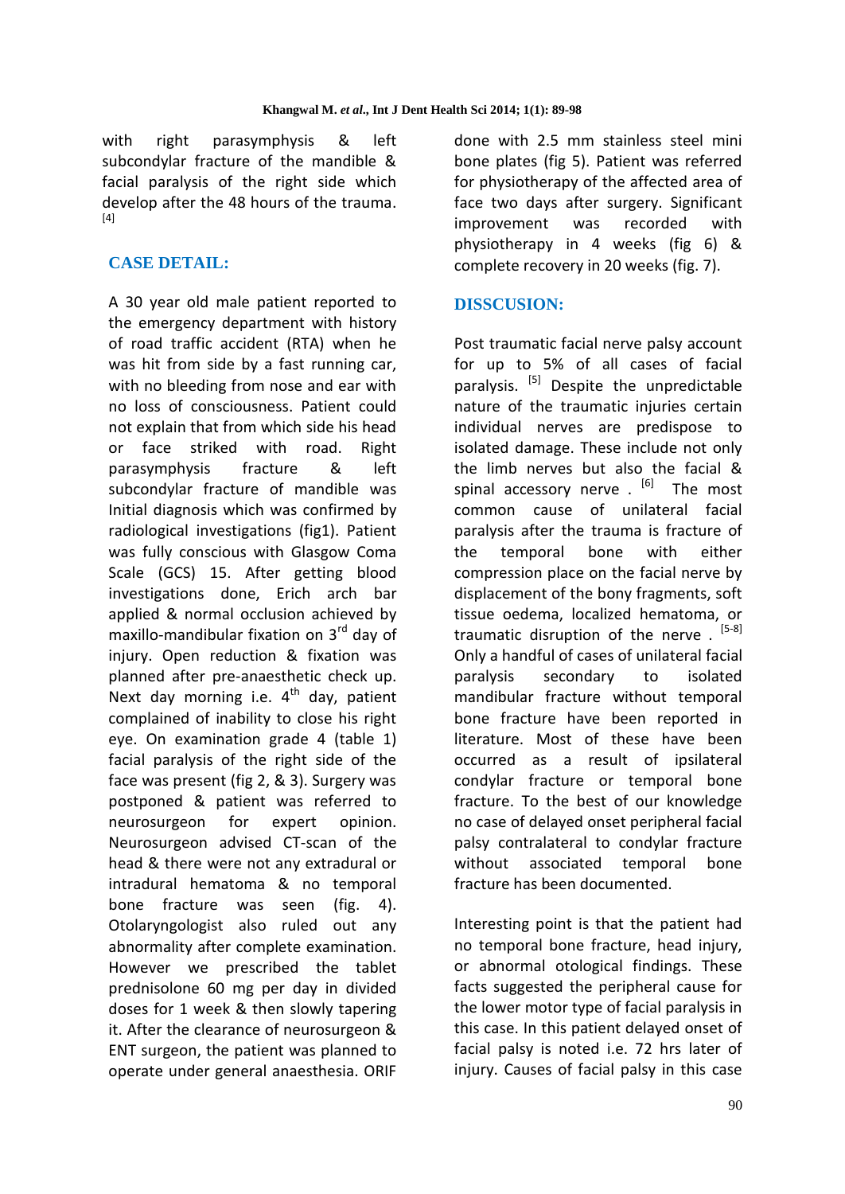with right parasymphysis & left subcondylar fracture of the mandible & facial paralysis of the right side which develop after the 48 hours of the trauma. [4]

## CASE DETAIL:

A 30 year old male patient reported to the emergency department with history of road traffic accident (RTA) when he was hit from side by a fast running car, with no bleeding from nose and ear with with no loss of consciousness. Patient could not explain that from which side his head or face striked with road. Right parasymphysis fracture & left subcondylar fracture of mandible was Initial diagnosis which was confirmed by radiological investigations (fig1). Patient was fully conscious with Glasgow Coma Scale (GCS) 15. After getting blood investigations done, Erich arch bar applied & normal occlusion achieved by maxillo-mandibular fixation on 3rd day of injury. Open reduction & fixation was planned after pre-anaesthetic check up. Next day morning i.e. 4th day, patient complained of inability to close his right eye. On examination grade 4 (table 1) facial paralysis of the right side of the face was present (fig 2, & 3). Surgery was postponed & patient was referred to neurosurgeon for expert opinion. Neurosurgeon advised CT-scan of the head & there were not any extradural or intradural hematoma & no temporal bone fracture was seen (fig. 4). Otolaryngologist also ruled out any abnormality after complete examination. However we prescribed the tablet prednisolone 60 mg per day in divided doses for 1 week & then slowly tapering it. After the clearance of neurosurgeon & ENT surgeon, the patient was planned to operate under general anaesthesia. ORIF done with 2.5 mm stainless steel mini bone plates (fig 5). Patient was referred for physiotherapy of the affected area of face two days after surgery. Significant improvement was recorded with physiotherapy in 4 weeks (fig 6) & complete recovery in 20 weeks (fig. 7).

## DISSCUSION:

Post traumatic facial nerve palsy account for up to 5% of all cases of facial paralysis. [5] Despite the unpredictable nature of the traumatic injuries certain individual nerves are predispose to isolated damage. These include not only the limb nerves but also the facial & spinal accessory nerve . [6] The most common cause of unilateral facial paralysis after the trauma is fracture of the temporal bone with either compression place on the facial nerve by displacement of the bony fragments, soft tissue oedema, localized hematoma, or traumatic disruption of the nerve . [5-8] Only a handful of cases of unilateral facial paralysis secondary to isolated mandibular fracture without temporal bone fracture have been reported in literature. Most of these have been occurred as a result of ipsilateral condylar fracture or temporal bone fracture. To the best of our knowledge no case of delayed onset peripheral facial palsy contralateral to condylar fracture without associated temporal bone fracture has been documented.

Interesting point is that the patient had no temporal bone fracture, head injury, or abnormal otological findings. These facts suggested the peripheral cause for the lower motor type of facial paralysis in this case. In this patient delayed onset of facial palsy is noted i.e. 72 hrs later of injury. Causes of facial palsy in this case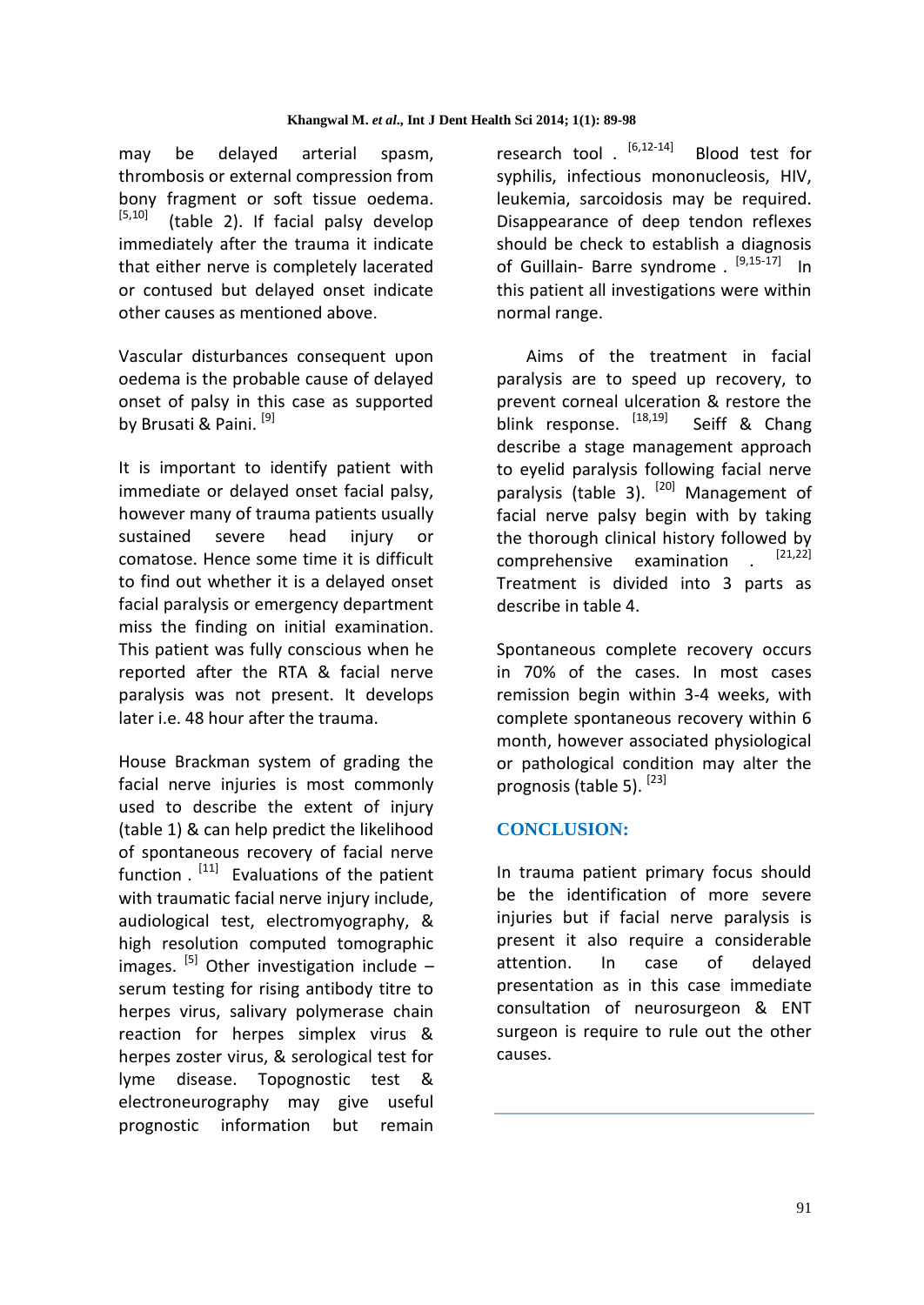may be delayed arterial spasm, thrombosis or external compression from bony fragment or soft tissue oedema. [5,10] (table 2). If facial palsy develop immediately after the trauma it indicate that either nerve is completely lacerated or contused but delayed onset indicate other causes as mentioned above.

Vascular disturbances consequent upon oedema is the probable cause of delayed onset of palsy in this case as supported by Brusati & Paini. [9]

It is important to identify patient with immediate or delayed onset facial palsy, however many of trauma patients usually sustained severe head injury or comatose. Hence some time it is difficult to find out whether it is a delayed onset facial paralysis or emergency department miss the finding on initial examination. This patient was fully conscious when he reported after the RTA & facial nerve paralysis was not present. It develops later i.e. 48 hour after the trauma.

House Brackman system of grading the facial nerve injuries is most commonly used to describe the extent of injury (table 1) & can help predict the likelihood of spontaneous recovery of facial nerve function . [11] Evaluations of the patient with traumatic facial nerve injury include, audiological test, electromyography, & high resolution computed tomographic images. [5] Other investigation include – serum testing for rising antibody titre to herpes virus, salivary polymerase chain reaction for herpes simplex virus & herpes zoster virus, & serological test for lyme disease. Topognostic test & electroneurography may give useful prognostic information but remain research tool . [6,12-14] Blood test for syphilis, infectious mononucleosis, HIV, leukemia, sarcoidosis may be required. Disappearance of deep tendon reflexes should be check to establish a diagnosis of Guillain- Barre syndrome . [9,15-17] In this patient all investigations were within normal range.

Aims of the treatment in facial paralysis are to speed up recovery, to prevent corneal ulceration & restore the blink response. [18,19] Seiff & Chang describe a stage management approach to eyelid paralysis following facial nerve paralysis (table 3). [20] Management of facial nerve palsy begin with by taking the thorough clinical history followed by comprehensive examination . [21,22] Treatment is divided into 3 parts as describe in table 4.

Spontaneous complete recovery occurs in 70% of the cases. In most cases remission begin within 3-4 weeks, with complete spontaneous recovery within 6 month, however associated physiological or pathological condition may alter the prognosis (table 5). [23]

## CONCLUSION:

In trauma patient primary focus should be the identification of more severe injuries but if facial nerve paralysis is present it also require a considerable attention. In case of delayed presentation as in this case immediate consultation of neurosurgeon & ENT surgeon is require to rule out the other causes.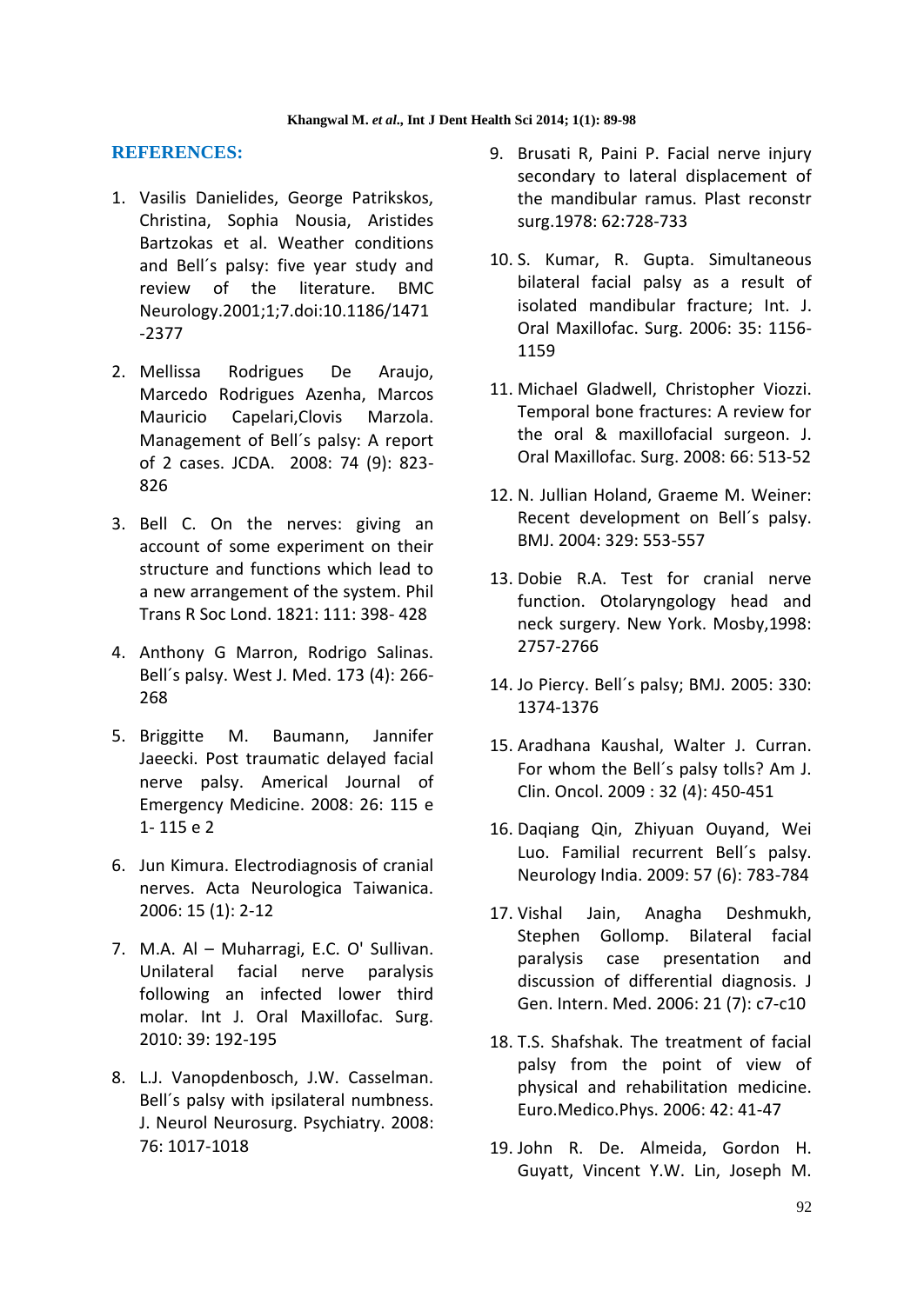## REFERENCES:

1. Vasilis Danielides, George Patrikskos, Christina, Sophia Nousia, Aristides Bartzokas et al. Weather conditions and Bell´s palsy: five year study and review of the literature. BMC Neurology.2001;1;7.doi:10.1186/1471-2377
2. Mellissa Rodrigues De Araujo, Marcedo Rodrigues Azenha, Marcos Mauricio Capelari,Clovis Marzola. Management of Bell´s palsy: A report of 2 cases. JCDA. 2008: 74 (9): 823-826
3. Bell C. On the nerves: giving an account of some experiment on their structure and functions which lead to a new arrangement of the system. Phil Trans R Soc Lond. 1821: 111: 398- 428
4. Anthony G Marron, Rodrigo Salinas. Bell´s palsy. West J. Med. 173 (4): 266-268
5. Briggitte M. Baumann, Jannifer Jaeecki. Post traumatic delayed facial nerve palsy. Americal Journal of Emergency Medicine. 2008: 26: 115 e 1- 115 e 2
6. Jun Kimura. Electrodiagnosis of cranial nerves. Acta Neurologica Taiwanica. 2006: 15 (1): 2-12
7. M.A. Al – Muharragi, E.C. O' Sullivan. Unilateral facial nerve paralysis following an infected lower third molar. Int J. Oral Maxillofac. Surg. 2010: 39: 192-195
8. L.J. Vanopdenbosch, J.W. Casselman. Bell´s palsy with ipsilateral numbness. J. Neurol Neurosurg. Psychiatry. 2008: 76: 1017-1018
9. Brusati R, Paini P. Facial nerve injury secondary to lateral displacement of the mandibular ramus. Plast reconstr surg.1978: 62:728-733
10. S. Kumar, R. Gupta. Simultaneous bilateral facial palsy as a result of isolated mandibular fracture; Int. J. Oral Maxillofac. Surg. 2006: 35: 1156-1159
11. Michael Gladwell, Christopher Viozzi. Temporal bone fractures: A review for the oral & maxillofacial surgeon. J. Oral Maxillofac. Surg. 2008: 66: 513-52
12. N. Jullian Holand, Graeme M. Weiner: Recent development on Bell´s palsy. BMJ. 2004: 329: 553-557
13. Dobie R.A. Test for cranial nerve function. Otolaryngology head and neck surgery. New York. Mosby,1998: 2757-2766
14. Jo Piercy. Bell´s palsy; BMJ. 2005: 330: 1374-1376
15. Aradhana Kaushal, Walter J. Curran. For whom the Bell´s palsy tolls? Am J. Clin. Oncol. 2009 : 32 (4): 450-451
16. Daqiang Qin, Zhiyuan Ouyand, Wei Luo. Familial recurrent Bell´s palsy. Neurology India. 2009: 57 (6): 783-784
17. Vishal Jain, Anagha Deshmukh, Stephen Gollomp. Bilateral facial paralysis case presentation and discussion of differential diagnosis. J Gen. Intern. Med. 2006: 21 (7): c7-c10
18. T.S. Shafshak. The treatment of facial palsy from the point of view of physical and rehabilitation medicine. Euro.Medico.Phys. 2006: 42: 41-47
19. John R. De. Almeida, Gordon H. Guyatt, Vincent Y.W. Lin, Joseph M.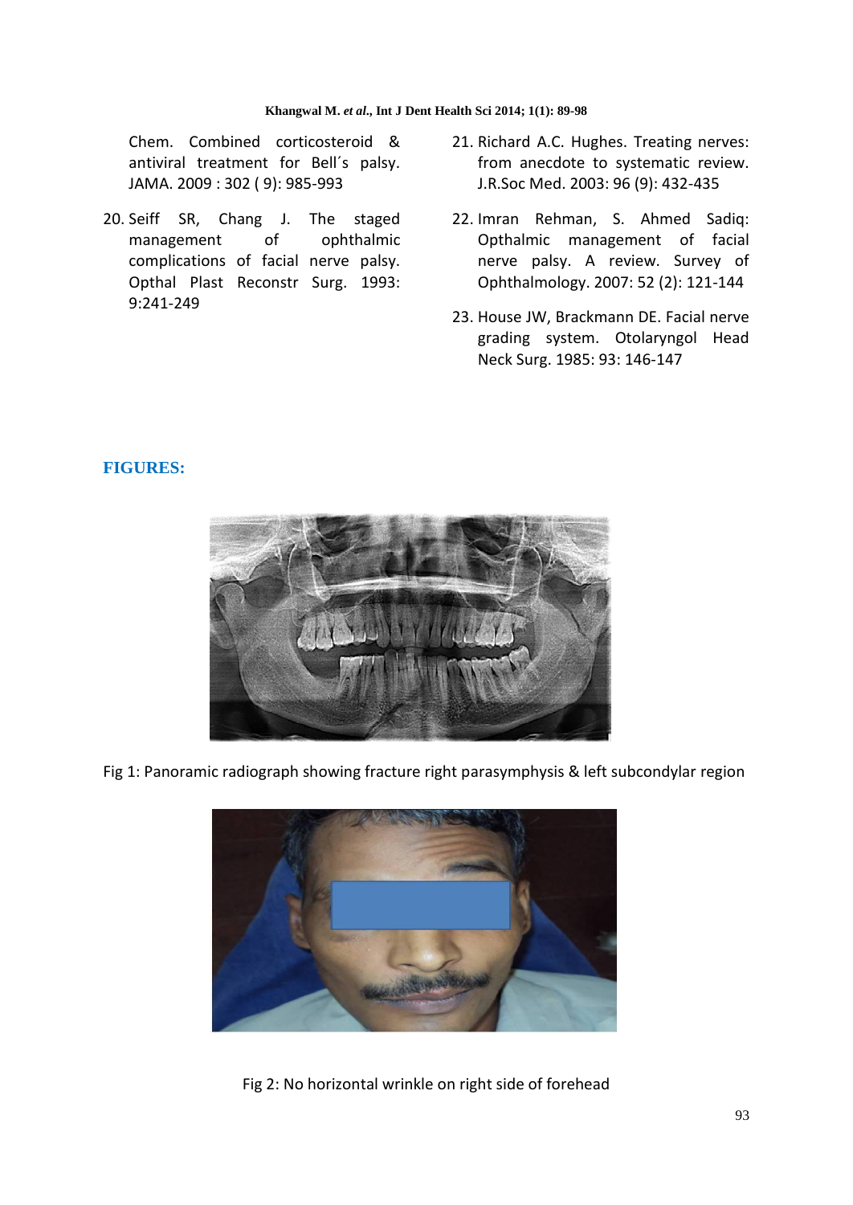Chem. Combined corticosteroid & antiviral treatment for Bell´s palsy. JAMA. 2009 : 302 ( 9): 985-993

20. Seiff SR, Chang J. The staged management of ophthalmic complications of facial nerve palsy. Opthal Plast Reconstr Surg. 1993: 9:241-249
21. Richard A.C. Hughes. Treating nerves: from anecdote to systematic review. J.R.Soc Med. 2003: 96 (9): 432-435
22. Imran Rehman, S. Ahmed Sadiq: Opthalmic management of facial nerve palsy. A review. Survey of Ophthalmology. 2007: 52 (2): 121-144
23. House JW, Brackmann DE. Facial nerve grading system. Otolaryngol Head Neck Surg. 1985: 93: 146-147

## FIGURES:

Fig 1: Panoramic radiograph showing fracture right parasymphysis & left subcondylar region

Fig 2: No horizontal wrinkle on right side of forehead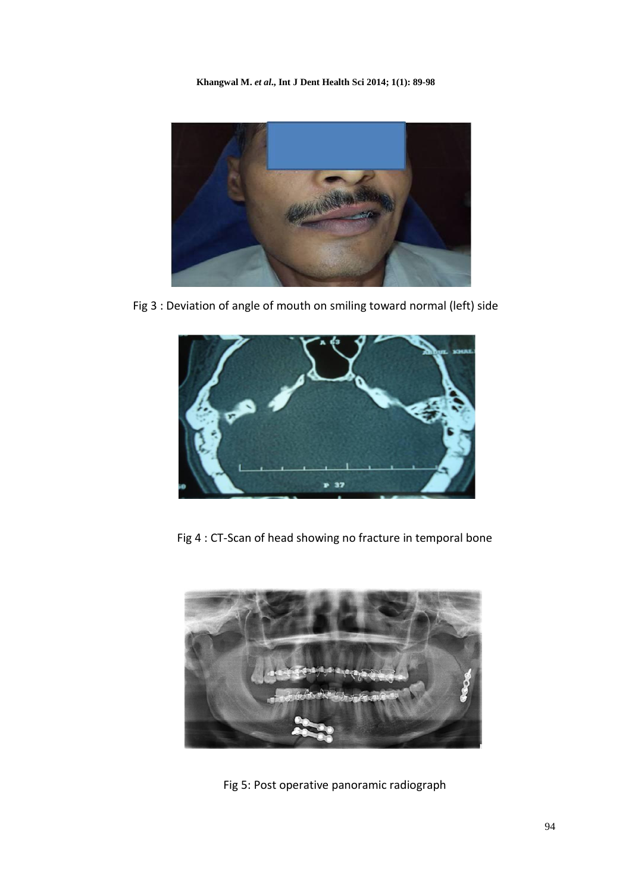Fig 3 : Deviation of angle of mouth on smiling toward normal (left) side

Fig 4 : CT-Scan of head showing no fracture in temporal bone

Fig 5: Post operative panoramic radiograph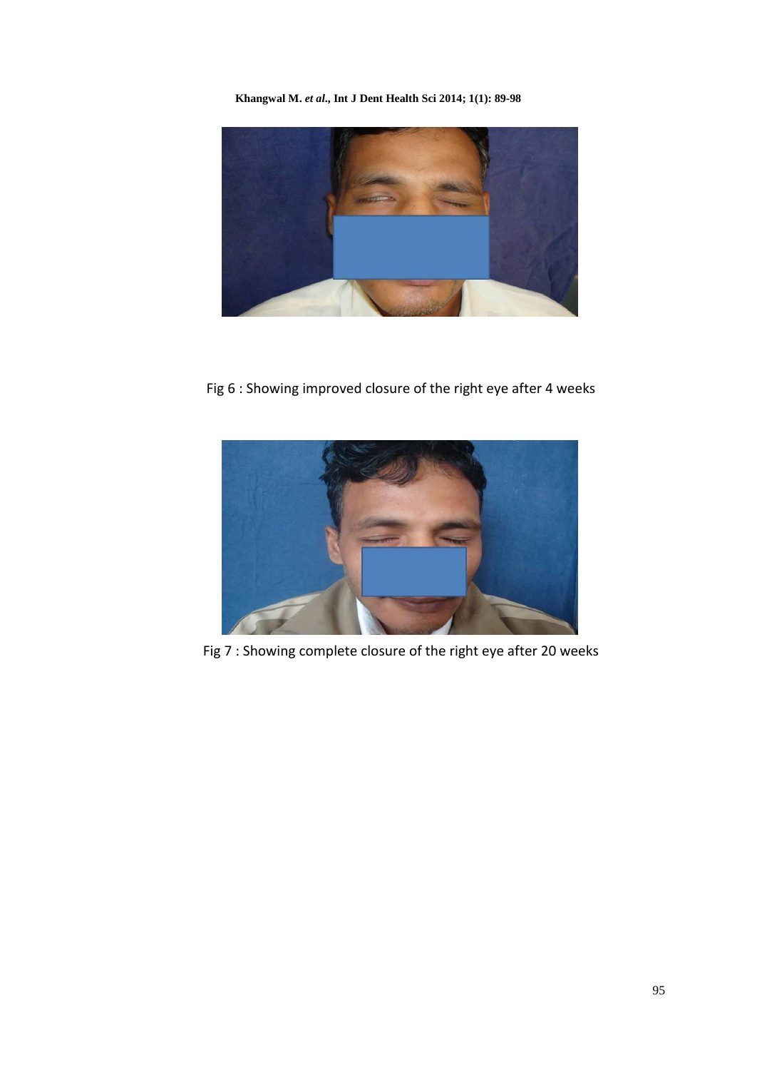Fig 6 : Showing improved closure of the right eye after 4 weeks

Fig 7 : Showing complete closure of the right eye after 20 weeks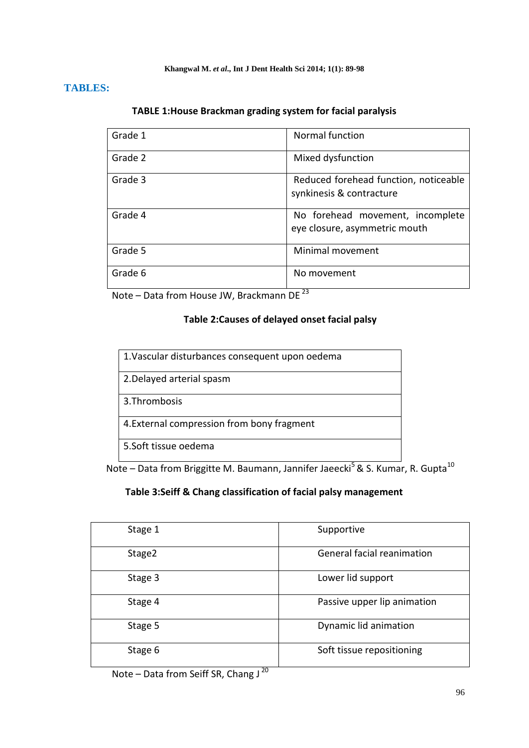## TABLES:

**TABLE 1:House Brackman grading system for facial paralysis**

| Grade | Description |
|---|---|
| Grade 1 | Normal function |
| Grade 2 | Mixed dysfunction |
| Grade 3 | Reduced forehead function, noticeable synkinesis & contracture |
| Grade 4 | No forehead movement, incomplete eye closure, asymmetric mouth |
| Grade 5 | Minimal movement |
| Grade 6 | No movement |

Note – Data from House JW, Brackmann DE [23]

**Table 2:Causes of delayed onset facial palsy**

| Causes |
|---|
| 1.Vascular disturbances consequent upon oedema |
| 2.Delayed arterial spasm |
| 3.Thrombosis |
| 4.External compression from bony fragment |
| 5.Soft tissue oedema |

Note – Data from Briggitte M. Baumann, Jannifer Jaeecki[5] & S. Kumar, R. Gupta[10]

**Table 3:Seiff & Chang classification of facial palsy management**

| Stage | Management |
|---|---|
| Stage 1 | Supportive |
| Stage2 | General facial reanimation |
| Stage 3 | Lower lid support |
| Stage 4 | Passive upper lip animation |
| Stage 5 | Dynamic lid animation |
| Stage 6 | Soft tissue repositioning |

Note – Data from Seiff SR, Chang J [20]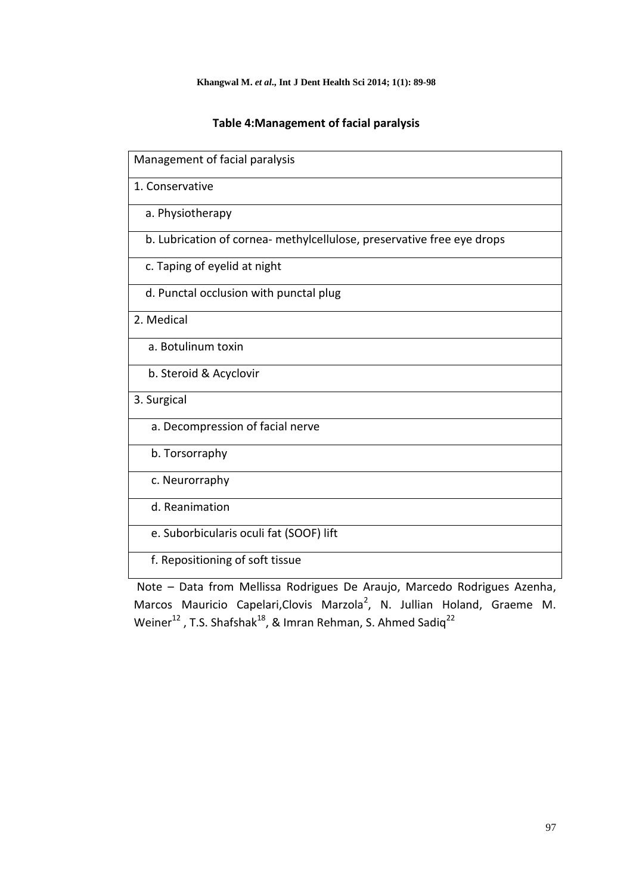**Table 4:Management of facial paralysis**

| Management of facial paralysis |
|---|
| 1. Conservative |
| a. Physiotherapy |
| b. Lubrication of cornea- methylcellulose, preservative free eye drops |
| c. Taping of eyelid at night |
| d. Punctal occlusion with punctal plug |
| 2. Medical |
| a. Botulinum toxin |
| b. Steroid & Acyclovir |
| 3. Surgical |
| a. Decompression of facial nerve |
| b. Torsorraphy |
| c. Neurorraphy |
| d. Reanimation |
| e. Suborbicularis oculi fat (SOOF) lift |
| f. Repositioning of soft tissue |

Note – Data from Mellissa Rodrigues De Araujo, Marcedo Rodrigues Azenha, Marcos Mauricio Capelari,Clovis Marzola[2], N. Jullian Holand, Graeme M. Weiner[12] , T.S. Shafshak[18], & Imran Rehman, S. Ahmed Sadiq[22]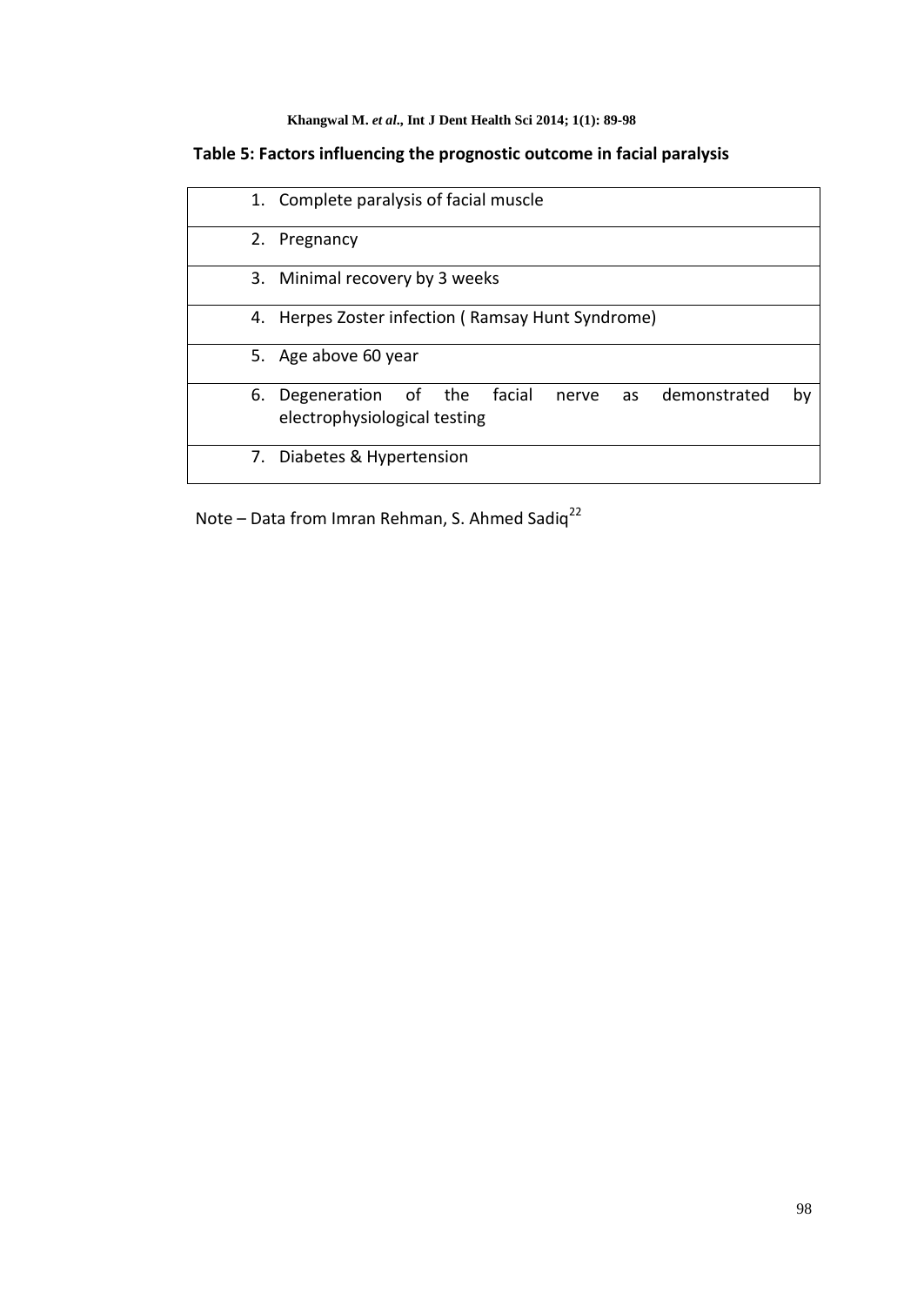**Table 5: Factors influencing the prognostic outcome in facial paralysis**

| |
|---|
| 1. Complete paralysis of facial muscle |
| 2. Pregnancy |
| 3. Minimal recovery by 3 weeks |
| 4. Herpes Zoster infection ( Ramsay Hunt Syndrome) |
| 5. Age above 60 year |
| 6. Degeneration of the facial nerve as demonstrated by electrophysiological testing |
| 7. Diabetes & Hypertension |

Note – Data from Imran Rehman, S. Ahmed Sadiq[22]